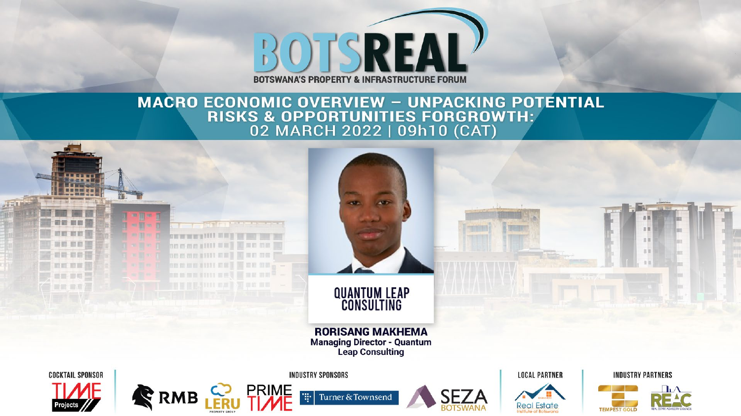# BOTSREAL

BOTSWANA'S PROPERTY & INFRASTRUCTURE FORUM

## MACRO ECONOMIC OVERVIEW – UNPACKING POTENTIAL RISKS & OPPORTUNITIES FORGROWTH:

02 MARCH 2022 | 09h10 (CAT)

QUANTUM LEAP CONSULTING

**RORISANG MAKHEMA**
**Managing Director - Quantum Leap Consulting**

COCKTAIL SPONSOR

TIME Projects

INDUSTRY SPONSORS

RMB | LERU PROPERTY GROUP | PRIME TIME | Turner & Townsend | SEZA BOTSWANA

LOCAL PARTNER

Real Estate Institute of Botswana

INDUSTRY PARTNERS

TEMPEST GOLD | REAC REAL ESTATE ADVISORY COUNCIL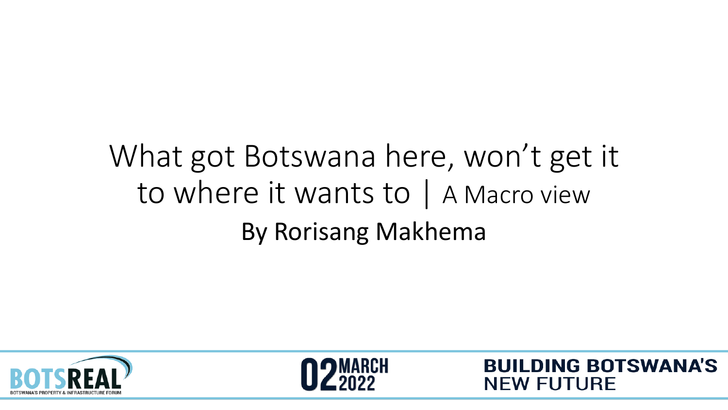# What got Botswana here, won't get it to where it wants to | A Macro view

By Rorisang Makhema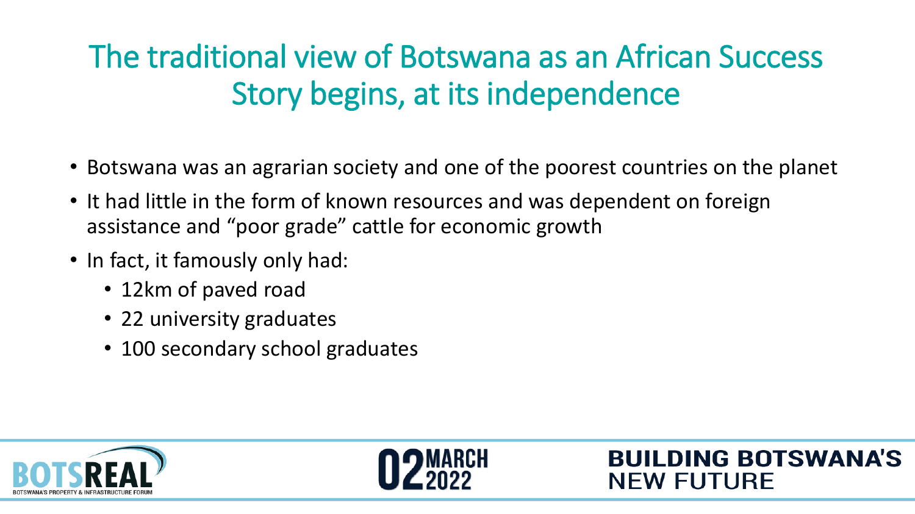# The traditional view of Botswana as an African Success Story begins, at its independence

- Botswana was an agrarian society and one of the poorest countries on the planet
- It had little in the form of known resources and was dependent on foreign assistance and "poor grade" cattle for economic growth
- In fact, it famously only had:
  - 12km of paved road
  - 22 university graduates
  - 100 secondary school graduates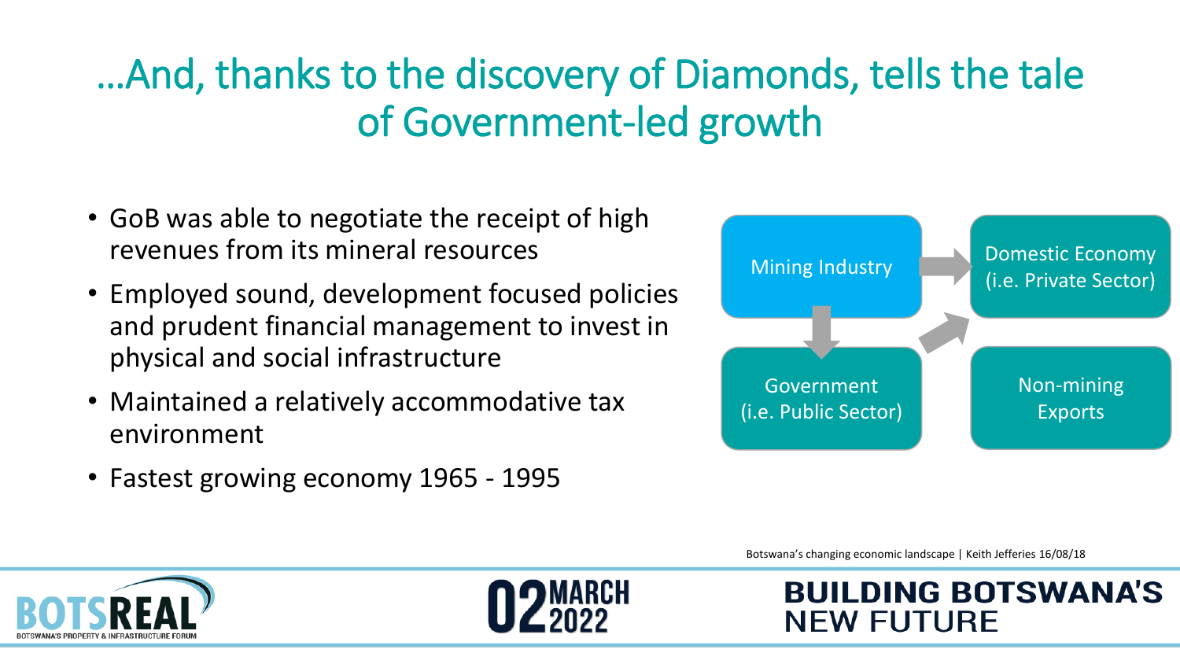# …And, thanks to the discovery of Diamonds, tells the tale of Government-led growth

- GoB was able to negotiate the receipt of high revenues from its mineral resources
- Employed sound, development focused policies and prudent financial management to invest in physical and social infrastructure
- Maintained a relatively accommodative tax environment
- Fastest growing economy 1965 - 1995

Mining Industry → Domestic Economy (i.e. Private Sector)

Mining Industry → Government (i.e. Public Sector)

Government (i.e. Public Sector) → Domestic Economy (i.e. Private Sector)

Non-mining Exports

Botswana's changing economic landscape | Keith Jefferies 16/08/18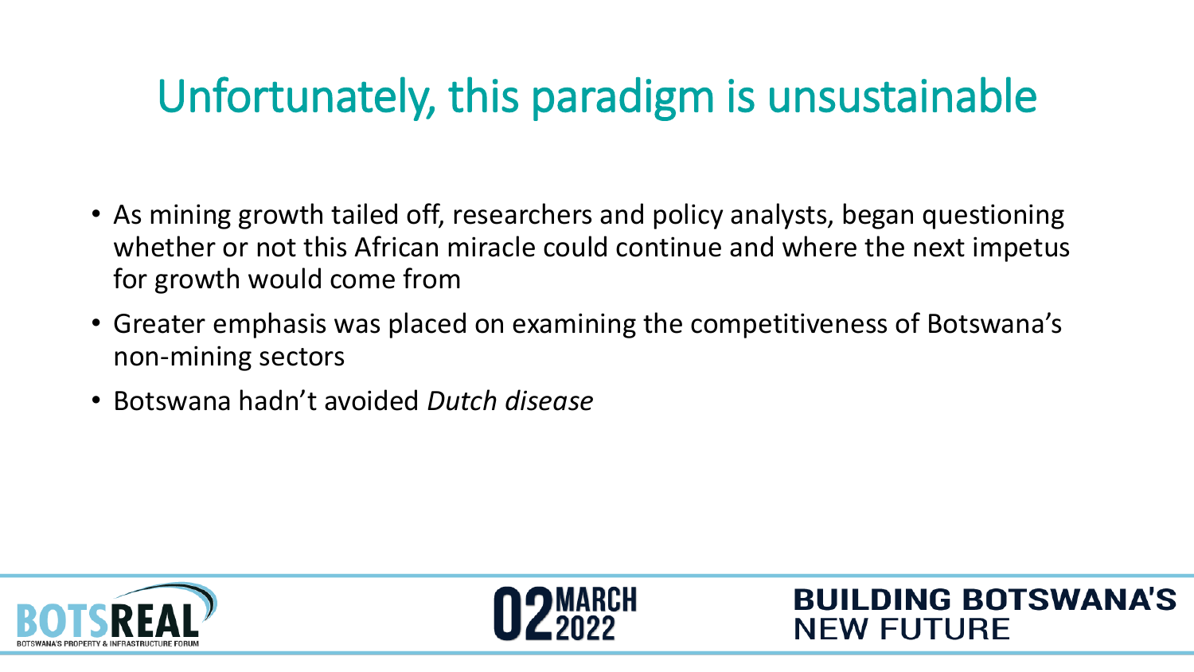# Unfortunately, this paradigm is unsustainable

- As mining growth tailed off, researchers and policy analysts, began questioning whether or not this African miracle could continue and where the next impetus for growth would come from
- Greater emphasis was placed on examining the competitiveness of Botswana's non-mining sectors
- Botswana hadn't avoided *Dutch disease*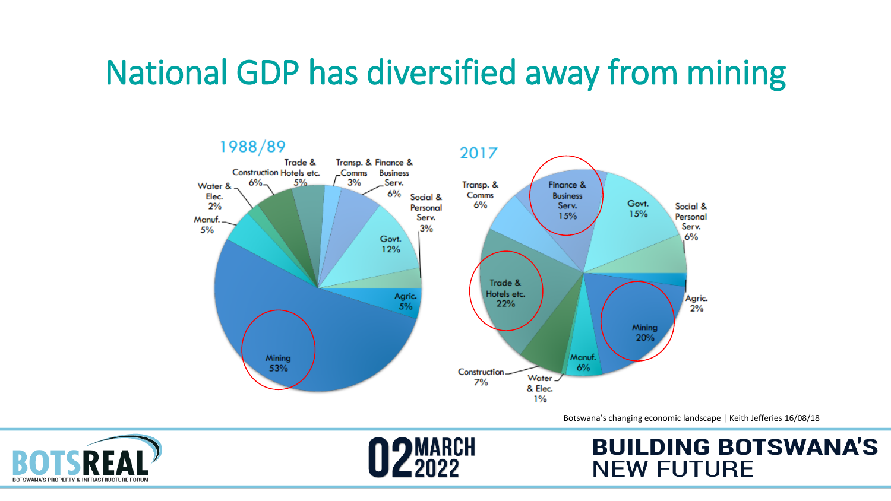# National GDP has diversified away from mining

1988/89

Mining 53%
Agric. 5%
Govt. 12%
Social & Personal Serv. 3%
Finance & Business Serv. 6%
Transp. & Comms 3%
Trade & Hotels etc. 5%
Construction 6%
Water & Elec. 2%
Manuf. 5%

2017

Finance & Business Serv. 15%
Govt. 15%
Social & Personal Serv. 6%
Agric. 2%
Mining 20%
Manuf. 6%
Water & Elec. 1%
Construction 7%
Trade & Hotels etc. 22%
Transp. & Comms 6%

Botswana's changing economic landscape | Keith Jefferies 16/08/18

BOTSREAL — BOTSWANA'S PROPERTY & INFRASTRUCTURE FORUM

02 MARCH 2022

BUILDING BOTSWANA'S NEW FUTURE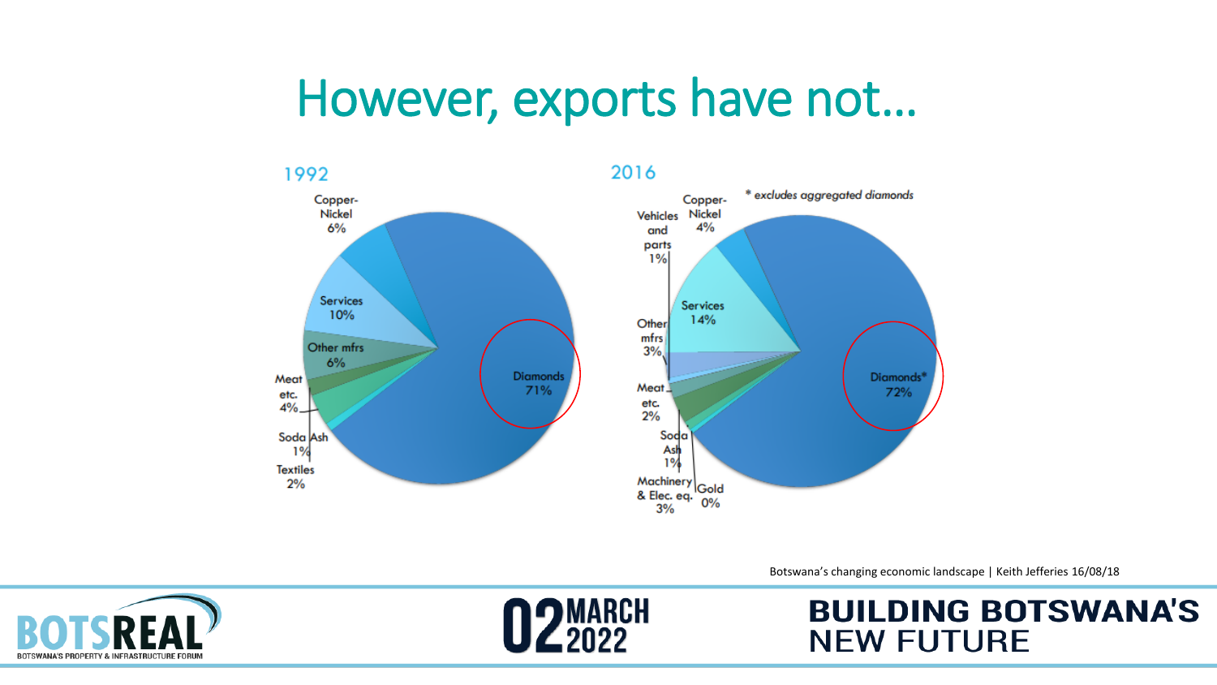# However, exports have not…

**1992**

- Diamonds 71%
- Copper-Nickel 6%
- Services 10%
- Other mfrs 6%
- Meat etc. 4%
- Soda Ash 1%
- Textiles 2%

**2016**

*\* excludes aggregated diamonds*

- Diamonds* 72%
- Copper-Nickel 4%
- Vehicles and parts 1%
- Services 14%
- Other mfrs 3%
- Meat etc. 2%
- Soda Ash 1%
- Machinery & Elec. eq. 3%
- Gold 0%

Botswana's changing economic landscape | Keith Jefferies 16/08/18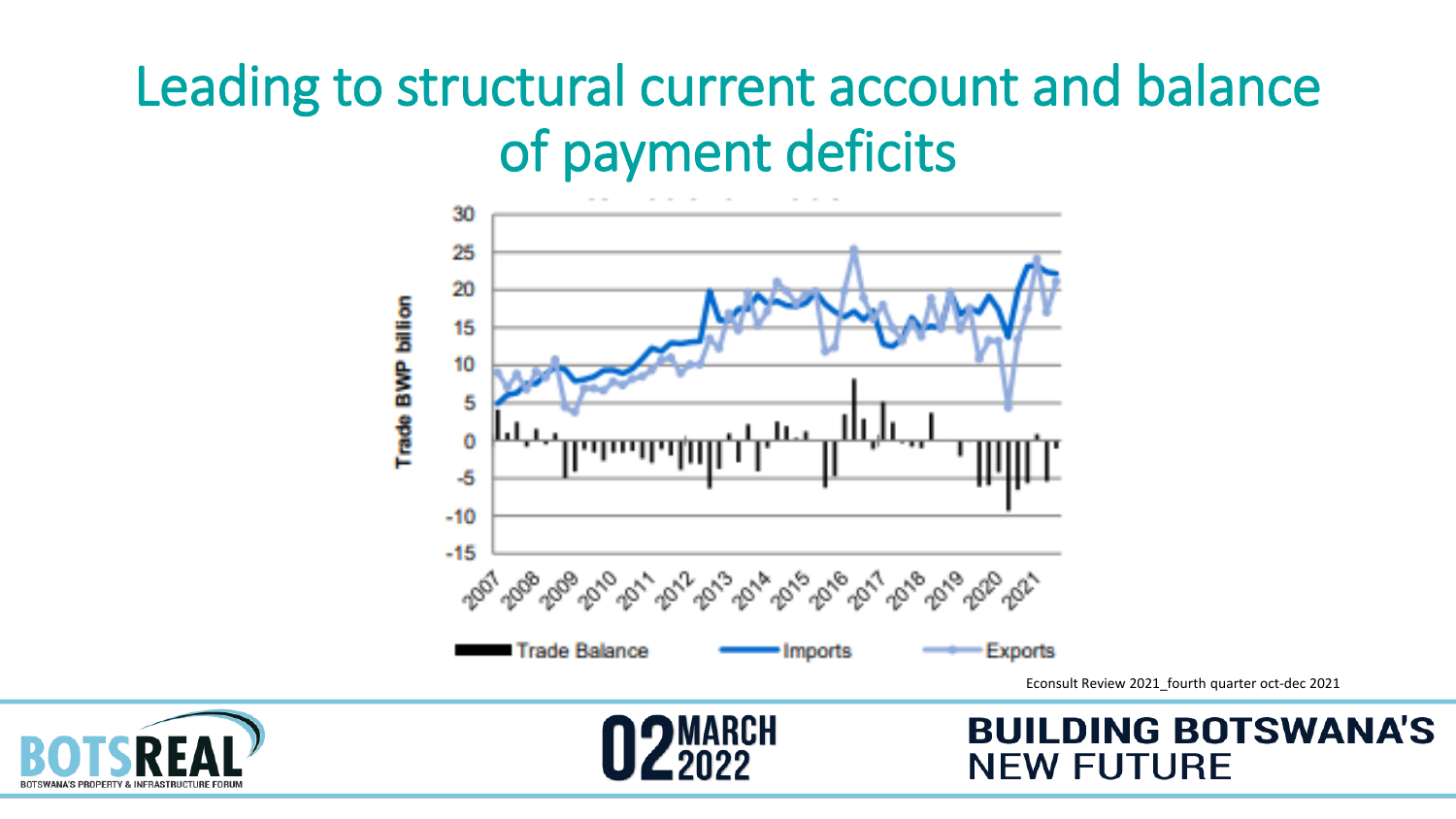# Leading to structural current account and balance of payment deficits

Econsult Review 2021_fourth quarter oct-dec 2021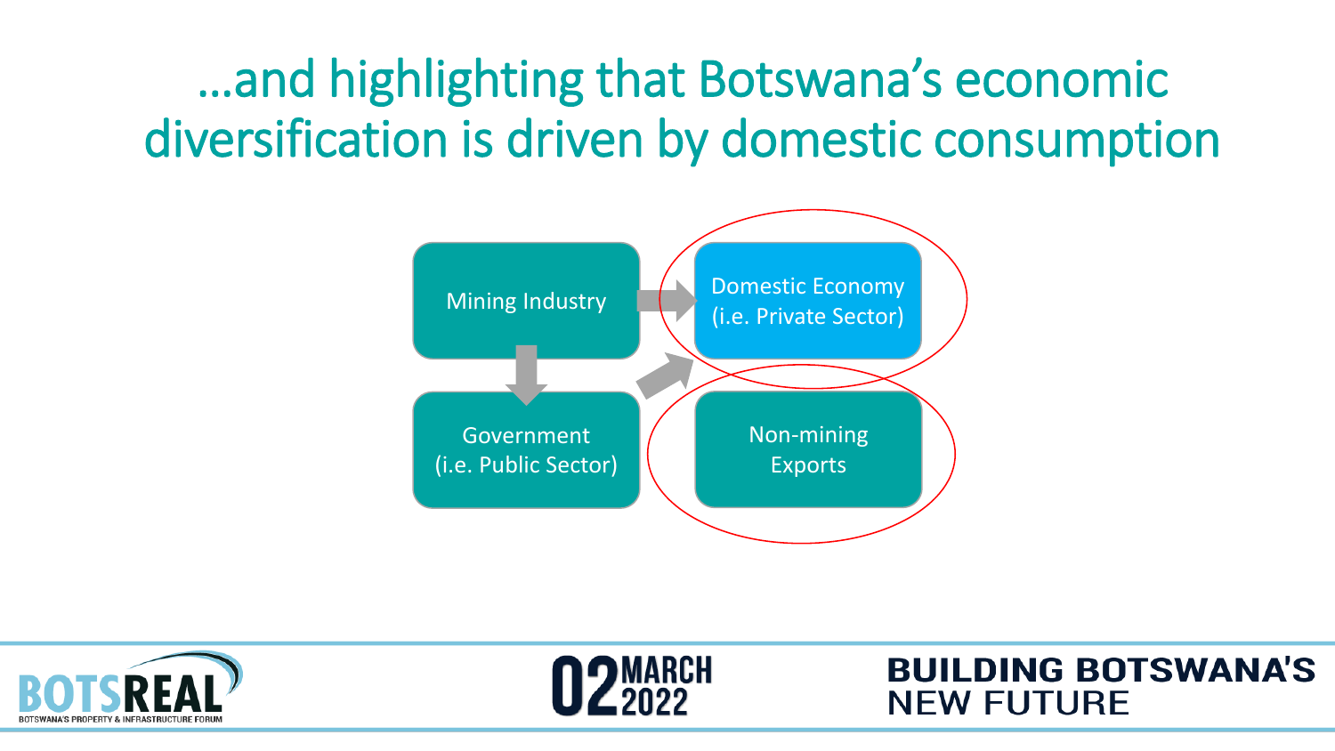# ...and highlighting that Botswana's economic diversification is driven by domestic consumption

Mining Industry

Domestic Economy (i.e. Private Sector)

Government (i.e. Public Sector)

Non-mining Exports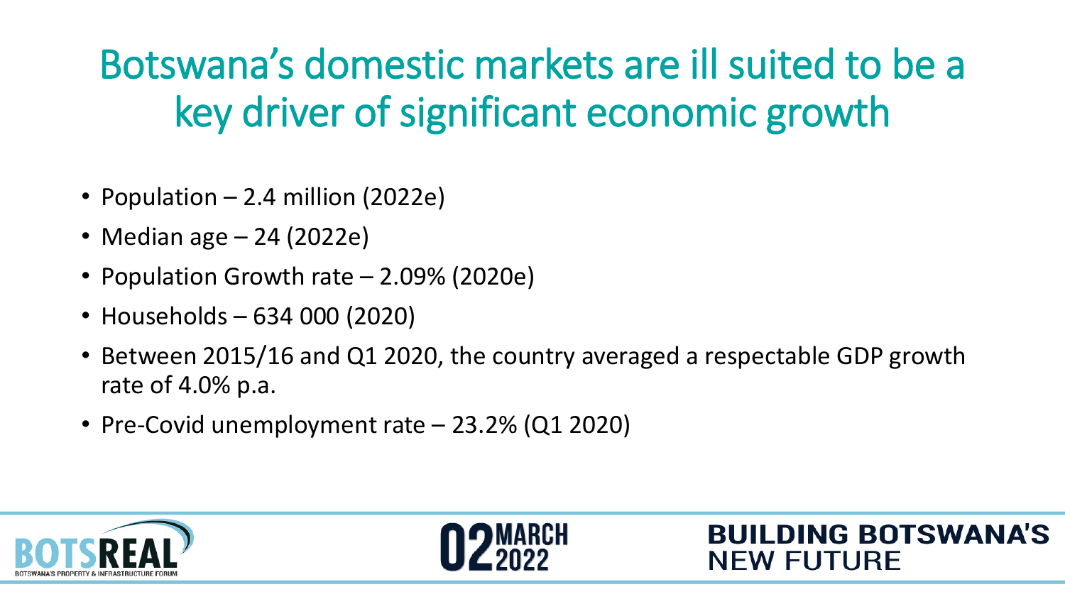# Botswana's domestic markets are ill suited to be a key driver of significant economic growth

- Population – 2.4 million (2022e)
- Median age – 24 (2022e)
- Population Growth rate – 2.09% (2020e)
- Households – 634 000 (2020)
- Between 2015/16 and Q1 2020, the country averaged a respectable GDP growth rate of 4.0% p.a.
- Pre-Covid unemployment rate – 23.2% (Q1 2020)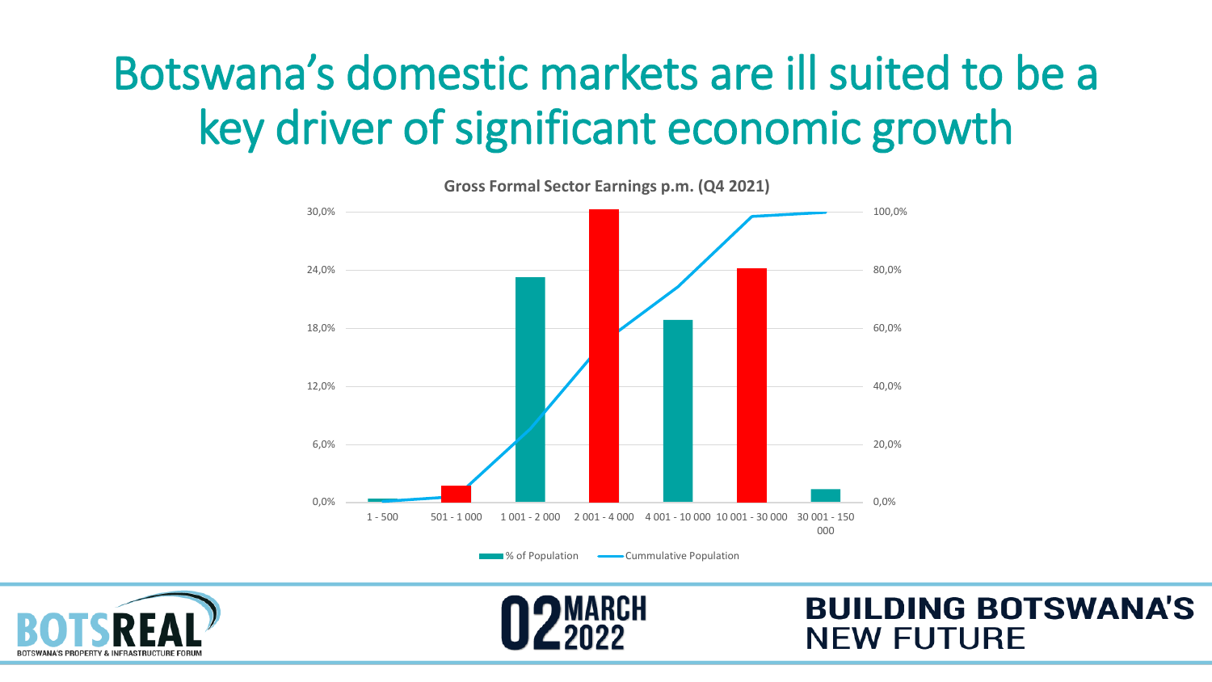# Botswana's domestic markets are ill suited to be a key driver of significant economic growth

**Gross Formal Sector Earnings p.m. (Q4 2021)**

| Earnings band | % of Population |
| --- | --- |
| 1 - 500 | ~0.3% |
| 501 - 1 000 | ~1.7% |
| 1 001 - 2 000 | ~23.2% |
| 2 001 - 4 000 | ~30.2% |
| 4 001 - 10 000 | ~18.8% |
| 10 001 - 30 000 | ~24.2% |
| 30 001 - 150 000 | ~1.3% |

*Values are approximate readings from the bar chart (primary axis 0,0%–30,0%). A "Cummulative Population" line is plotted against the secondary axis (0,0%–100,0%), rising to about 98% at 10 001 - 30 000 and 100,0% at 30 001 - 150 000.*

Legend: % of Population; Cummulative Population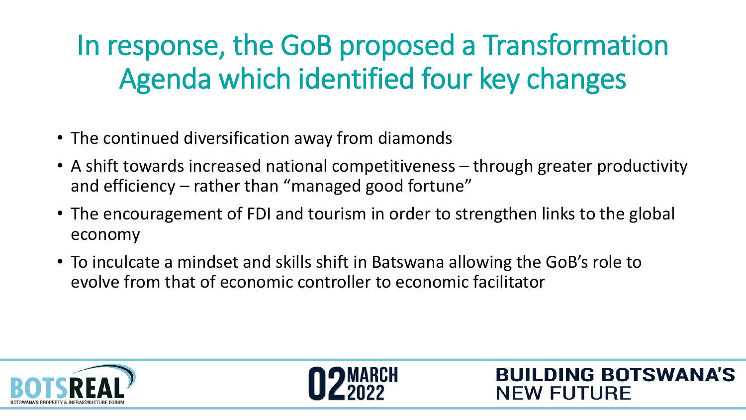# In response, the GoB proposed a Transformation Agenda which identified four key changes

- The continued diversification away from diamonds
- A shift towards increased national competitiveness – through greater productivity and efficiency – rather than "managed good fortune"
- The encouragement of FDI and tourism in order to strengthen links to the global economy
- To inculcate a mindset and skills shift in Batswana allowing the GoB's role to evolve from that of economic controller to economic facilitator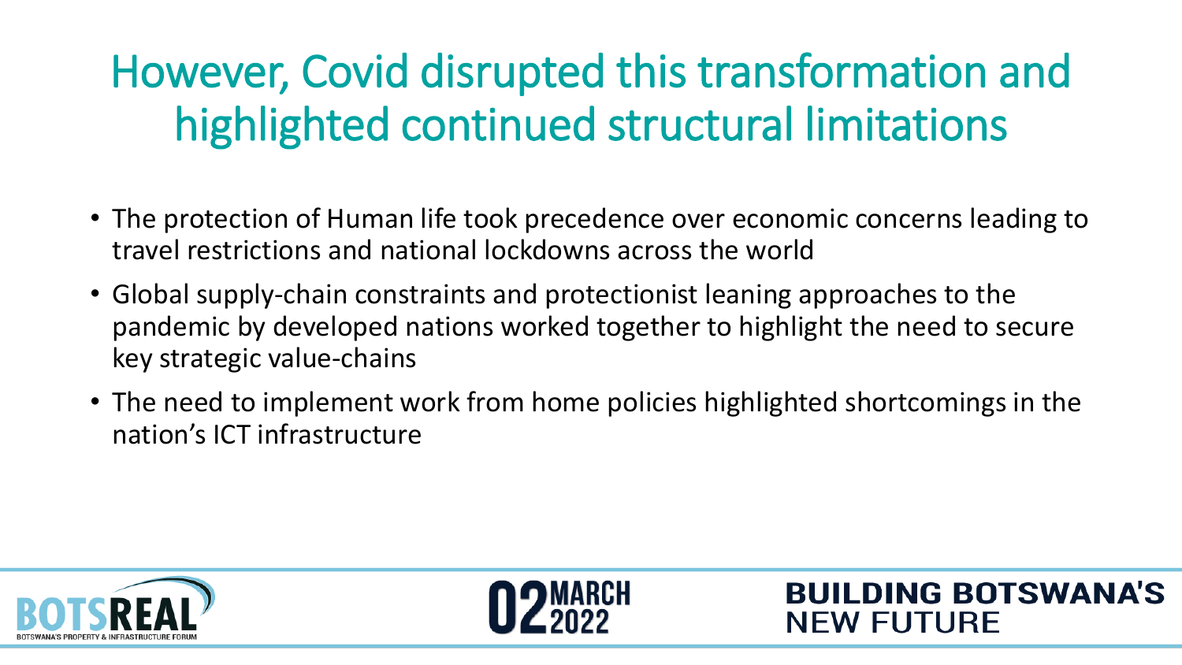# However, Covid disrupted this transformation and highlighted continued structural limitations

- The protection of Human life took precedence over economic concerns leading to travel restrictions and national lockdowns across the world
- Global supply-chain constraints and protectionist leaning approaches to the pandemic by developed nations worked together to highlight the need to secure key strategic value-chains
- The need to implement work from home policies highlighted shortcomings in the nation's ICT infrastructure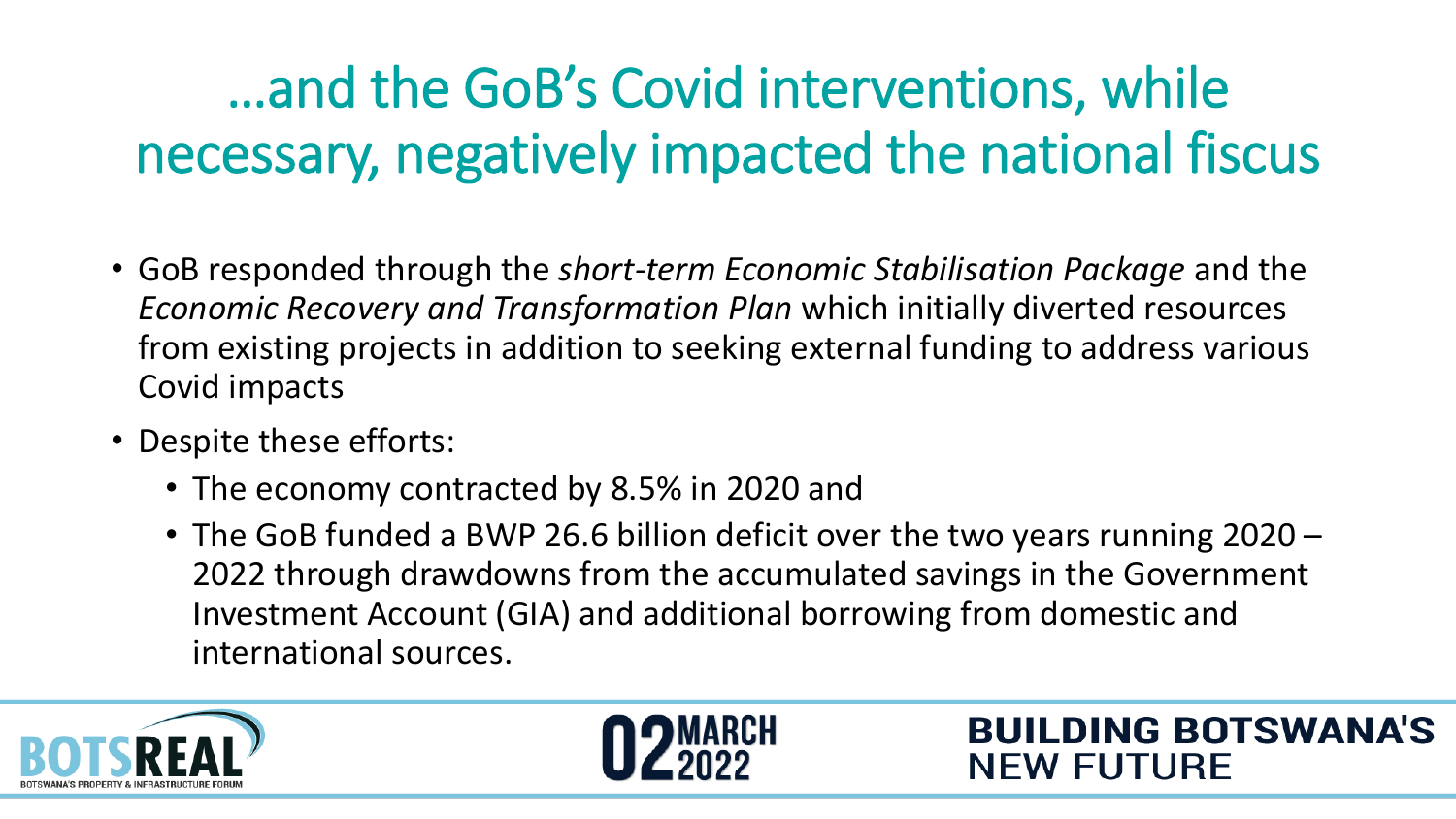# …and the GoB's Covid interventions, while necessary, negatively impacted the national fiscus

- GoB responded through the *short-term Economic Stabilisation Package* and the *Economic Recovery and Transformation Plan* which initially diverted resources from existing projects in addition to seeking external funding to address various Covid impacts
- Despite these efforts:
  - The economy contracted by 8.5% in 2020 and
  - The GoB funded a BWP 26.6 billion deficit over the two years running 2020 – 2022 through drawdowns from the accumulated savings in the Government Investment Account (GIA) and additional borrowing from domestic and international sources.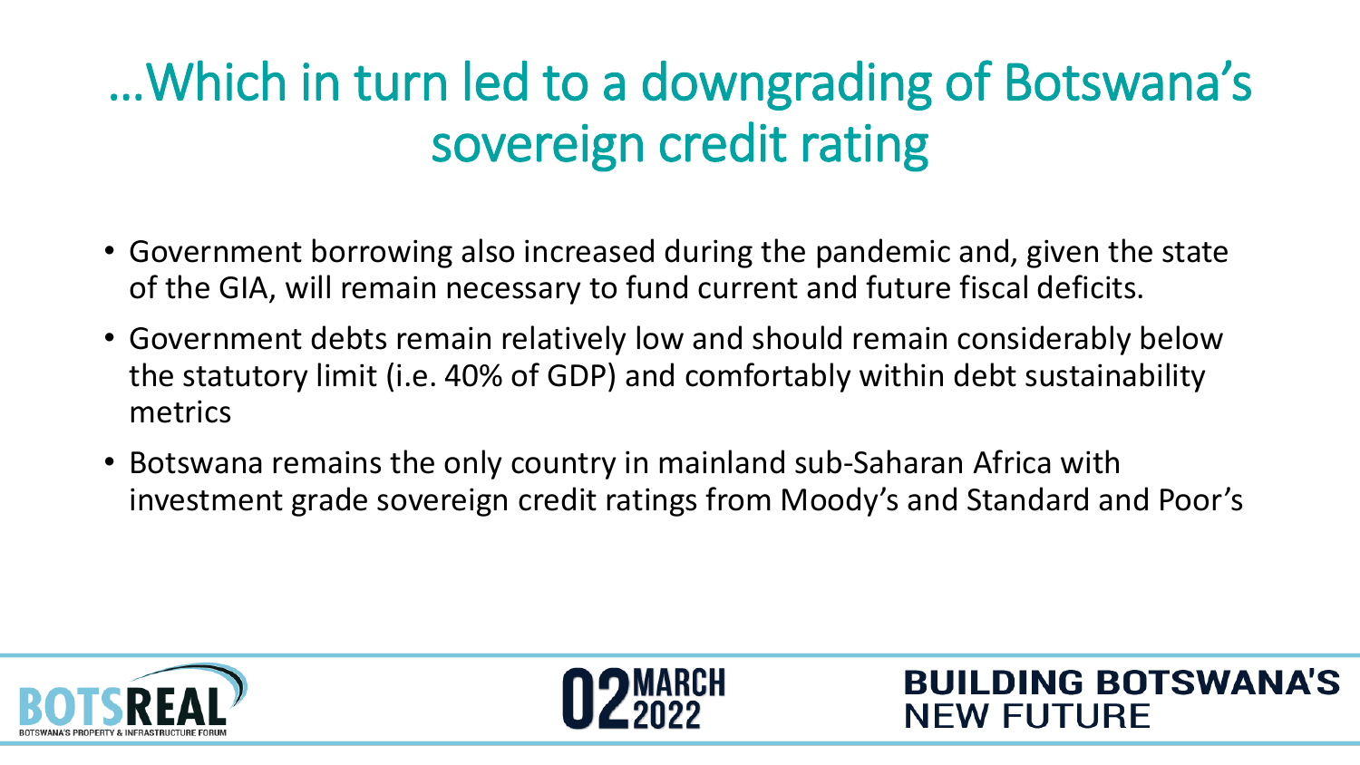# …Which in turn led to a downgrading of Botswana's sovereign credit rating

- Government borrowing also increased during the pandemic and, given the state of the GIA, will remain necessary to fund current and future fiscal deficits.
- Government debts remain relatively low and should remain considerably below the statutory limit (i.e. 40% of GDP) and comfortably within debt sustainability metrics
- Botswana remains the only country in mainland sub-Saharan Africa with investment grade sovereign credit ratings from Moody's and Standard and Poor's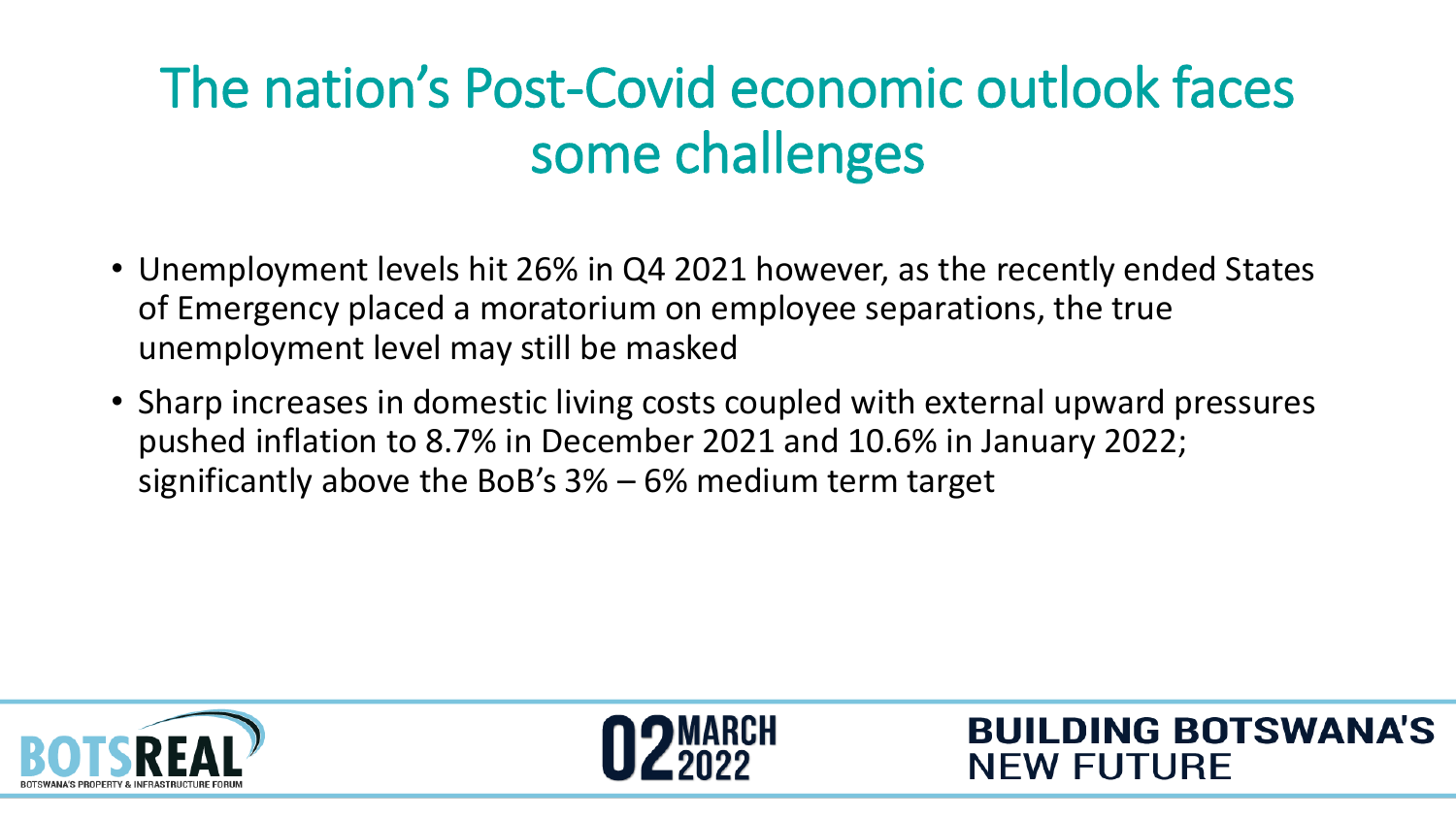# The nation's Post-Covid economic outlook faces some challenges

- Unemployment levels hit 26% in Q4 2021 however, as the recently ended States of Emergency placed a moratorium on employee separations, the true unemployment level may still be masked
- Sharp increases in domestic living costs coupled with external upward pressures pushed inflation to 8.7% in December 2021 and 10.6% in January 2022; significantly above the BoB's 3% – 6% medium term target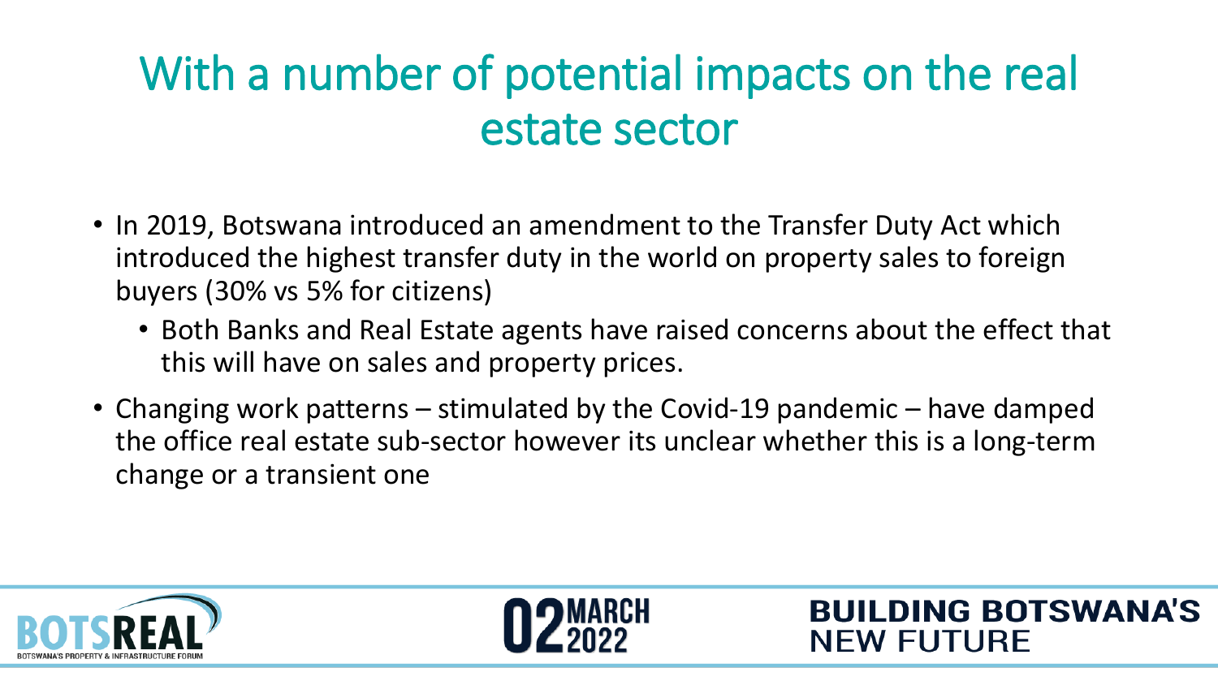# With a number of potential impacts on the real estate sector

- In 2019, Botswana introduced an amendment to the Transfer Duty Act which introduced the highest transfer duty in the world on property sales to foreign buyers (30% vs 5% for citizens)
  - Both Banks and Real Estate agents have raised concerns about the effect that this will have on sales and property prices.
- Changing work patterns – stimulated by the Covid-19 pandemic – have damped the office real estate sub-sector however its unclear whether this is a long-term change or a transient one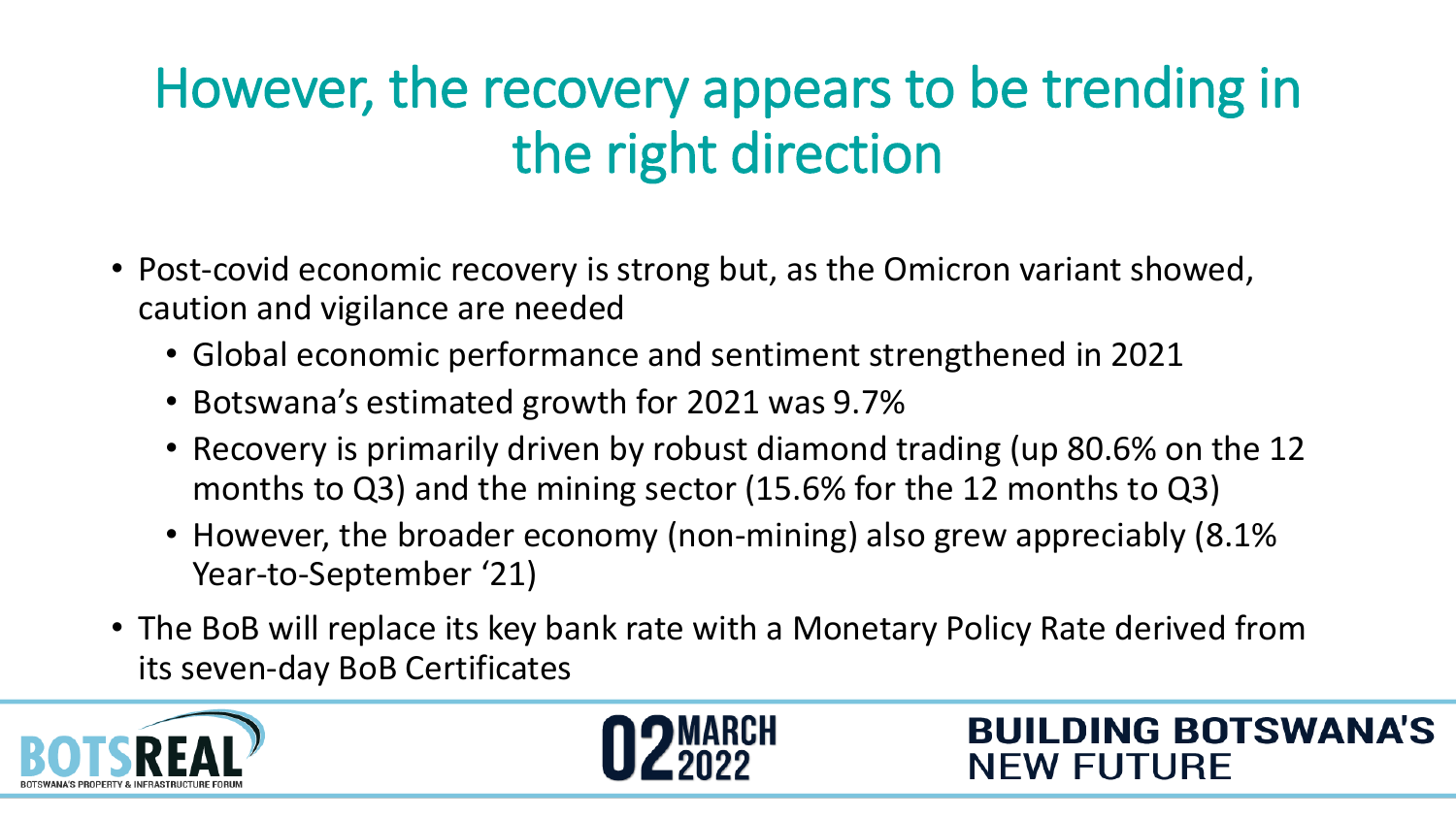# However, the recovery appears to be trending in the right direction

- Post-covid economic recovery is strong but, as the Omicron variant showed, caution and vigilance are needed
  - Global economic performance and sentiment strengthened in 2021
  - Botswana's estimated growth for 2021 was 9.7%
  - Recovery is primarily driven by robust diamond trading (up 80.6% on the 12 months to Q3) and the mining sector (15.6% for the 12 months to Q3)
  - However, the broader economy (non-mining) also grew appreciably (8.1% Year-to-September '21)
- The BoB will replace its key bank rate with a Monetary Policy Rate derived from its seven-day BoB Certificates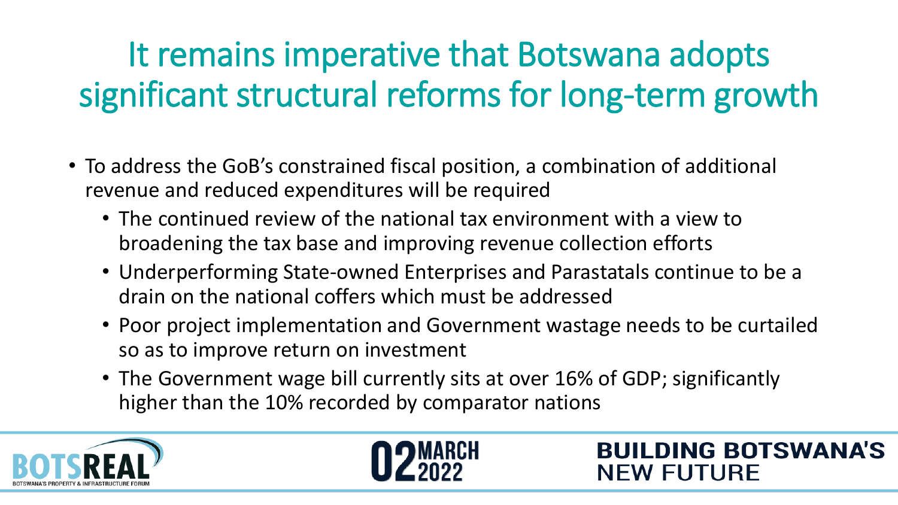# It remains imperative that Botswana adopts significant structural reforms for long-term growth

- To address the GoB's constrained fiscal position, a combination of additional revenue and reduced expenditures will be required
  - The continued review of the national tax environment with a view to broadening the tax base and improving revenue collection efforts
  - Underperforming State-owned Enterprises and Parastatals continue to be a drain on the national coffers which must be addressed
  - Poor project implementation and Government wastage needs to be curtailed so as to improve return on investment
  - The Government wage bill currently sits at over 16% of GDP; significantly higher than the 10% recorded by comparator nations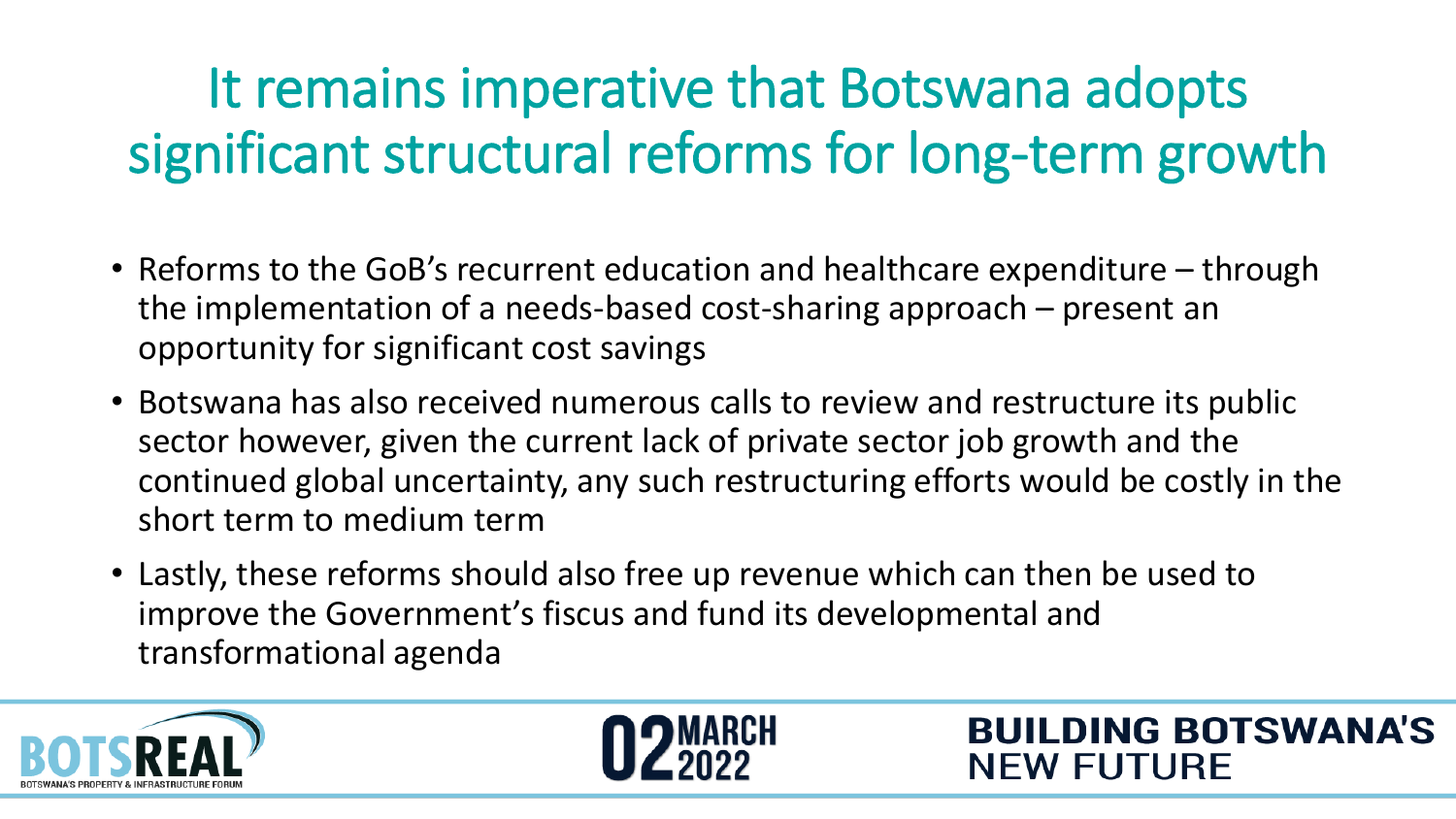# It remains imperative that Botswana adopts significant structural reforms for long-term growth

- Reforms to the GoB's recurrent education and healthcare expenditure – through the implementation of a needs-based cost-sharing approach – present an opportunity for significant cost savings
- Botswana has also received numerous calls to review and restructure its public sector however, given the current lack of private sector job growth and the continued global uncertainty, any such restructuring efforts would be costly in the short term to medium term
- Lastly, these reforms should also free up revenue which can then be used to improve the Government's fiscus and fund its developmental and transformational agenda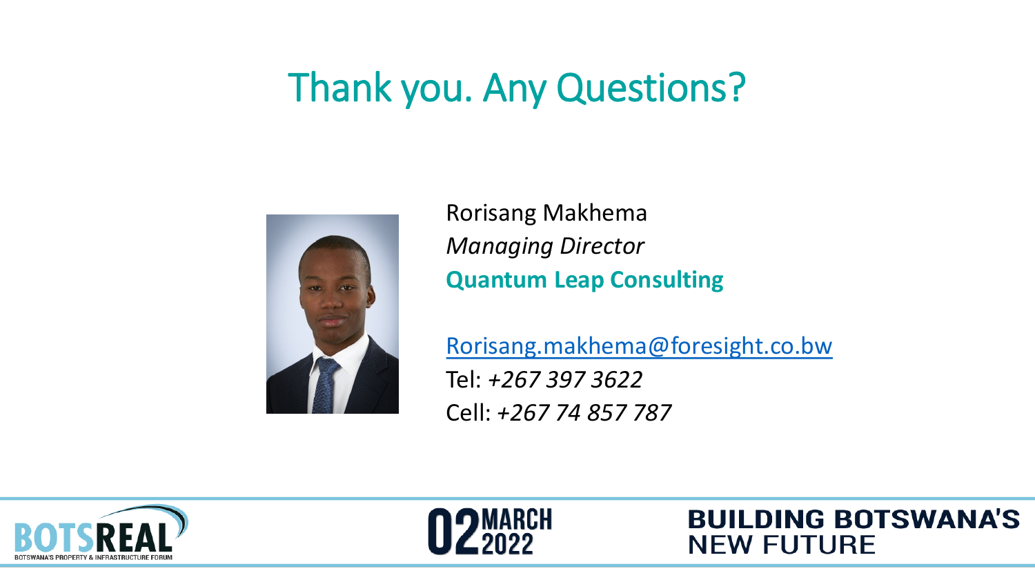# Thank you. Any Questions?

Rorisang Makhema
*Managing Director*
**Quantum Leap Consulting**

Rorisang.makhema@foresight.co.bw
Tel: *+267 397 3622*
Cell: *+267 74 857 787*